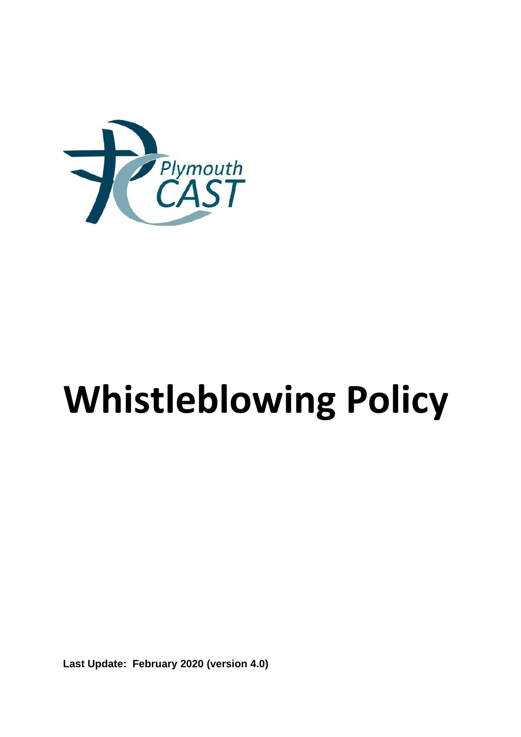Plymouth CAST

# Whistleblowing Policy

**Last Update: February 2020 (version 4.0)**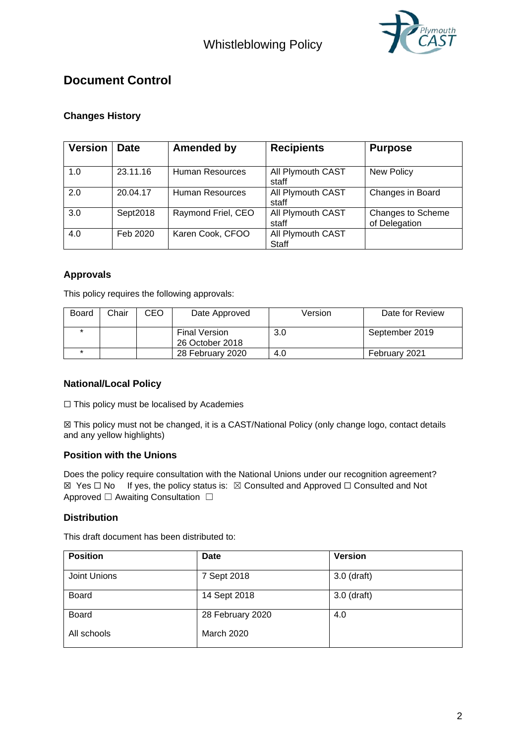# Document Control

## Changes History

| Version | Date | Amended by | Recipients | Purpose |
|---|---|---|---|---|
| 1.0 | 23.11.16 | Human Resources | All Plymouth CAST staff | New Policy |
| 2.0 | 20.04.17 | Human Resources | All Plymouth CAST staff | Changes in Board |
| 3.0 | Sept2018 | Raymond Friel, CEO | All Plymouth CAST staff | Changes to Scheme of Delegation |
| 4.0 | Feb 2020 | Karen Cook, CFOO | All Plymouth CAST Staff | |

## Approvals

This policy requires the following approvals:

| Board | Chair | CEO | Date Approved | Version | Date for Review |
|---|---|---|---|---|---|
| * | | | Final Version 26 October 2018 | 3.0 | September 2019 |
| * | | | 28 February 2020 | 4.0 | February 2021 |

## National/Local Policy

☐ This policy must be localised by Academies

☒ This policy must not be changed, it is a CAST/National Policy (only change logo, contact details and any yellow highlights)

## Position with the Unions

Does the policy require consultation with the National Unions under our recognition agreement?
☒ Yes ☐ No If yes, the policy status is: ☒ Consulted and Approved ☐ Consulted and Not Approved ☐ Awaiting Consultation ☐

## Distribution

This draft document has been distributed to:

| Position | Date | Version |
|---|---|---|
| Joint Unions | 7 Sept 2018 | 3.0 (draft) |
| Board | 14 Sept 2018 | 3.0 (draft) |
| Board<br>All schools | 28 February 2020<br>March 2020 | 4.0 |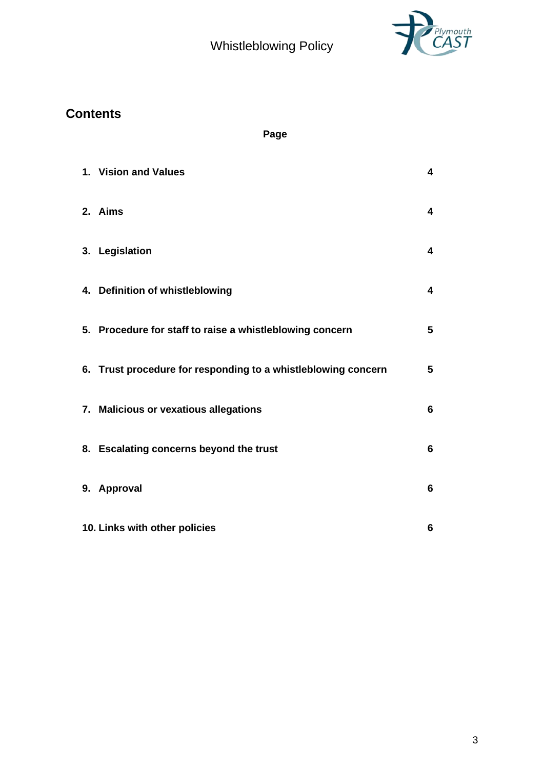## Contents

| | Page |
|---|---|
| 1. Vision and Values | 4 |
| 2. Aims | 4 |
| 3. Legislation | 4 |
| 4. Definition of whistleblowing | 4 |
| 5. Procedure for staff to raise a whistleblowing concern | 5 |
| 6. Trust procedure for responding to a whistleblowing concern | 5 |
| 7. Malicious or vexatious allegations | 6 |
| 8. Escalating concerns beyond the trust | 6 |
| 9. Approval | 6 |
| 10. Links with other policies | 6 |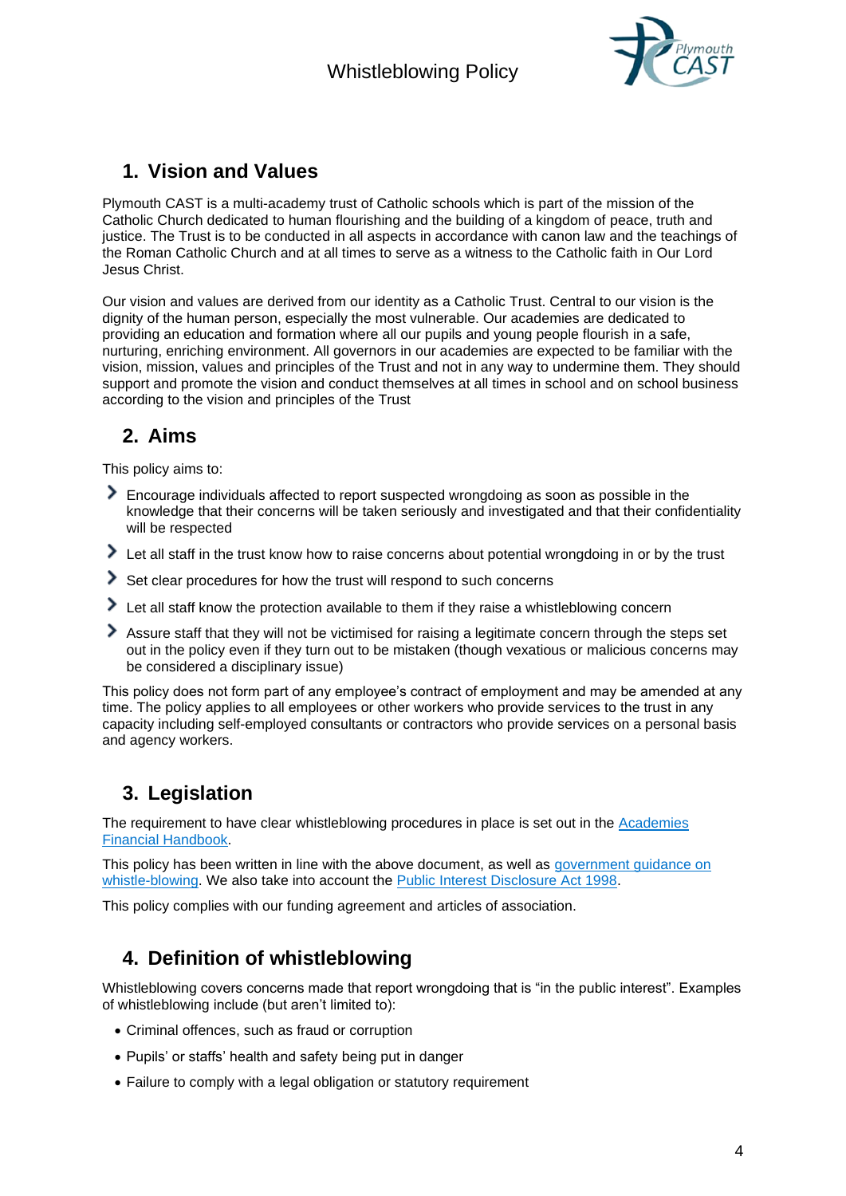## 1. Vision and Values

Plymouth CAST is a multi-academy trust of Catholic schools which is part of the mission of the Catholic Church dedicated to human flourishing and the building of a kingdom of peace, truth and justice. The Trust is to be conducted in all aspects in accordance with canon law and the teachings of the Roman Catholic Church and at all times to serve as a witness to the Catholic faith in Our Lord Jesus Christ.

Our vision and values are derived from our identity as a Catholic Trust. Central to our vision is the dignity of the human person, especially the most vulnerable. Our academies are dedicated to providing an education and formation where all our pupils and young people flourish in a safe, nurturing, enriching environment. All governors in our academies are expected to be familiar with the vision, mission, values and principles of the Trust and not in any way to undermine them. They should support and promote the vision and conduct themselves at all times in school and on school business according to the vision and principles of the Trust

## 2. Aims

This policy aims to:

- Encourage individuals affected to report suspected wrongdoing as soon as possible in the knowledge that their concerns will be taken seriously and investigated and that their confidentiality will be respected
- Let all staff in the trust know how to raise concerns about potential wrongdoing in or by the trust
- Set clear procedures for how the trust will respond to such concerns
- Let all staff know the protection available to them if they raise a whistleblowing concern
- Assure staff that they will not be victimised for raising a legitimate concern through the steps set out in the policy even if they turn out to be mistaken (though vexatious or malicious concerns may be considered a disciplinary issue)

This policy does not form part of any employee's contract of employment and may be amended at any time. The policy applies to all employees or other workers who provide services to the trust in any capacity including self-employed consultants or contractors who provide services on a personal basis and agency workers.

## 3. Legislation

The requirement to have clear whistleblowing procedures in place is set out in the Academies Financial Handbook.

This policy has been written in line with the above document, as well as government guidance on whistle-blowing. We also take into account the Public Interest Disclosure Act 1998.

This policy complies with our funding agreement and articles of association.

## 4. Definition of whistleblowing

Whistleblowing covers concerns made that report wrongdoing that is "in the public interest". Examples of whistleblowing include (but aren't limited to):

- Criminal offences, such as fraud or corruption
- Pupils' or staffs' health and safety being put in danger
- Failure to comply with a legal obligation or statutory requirement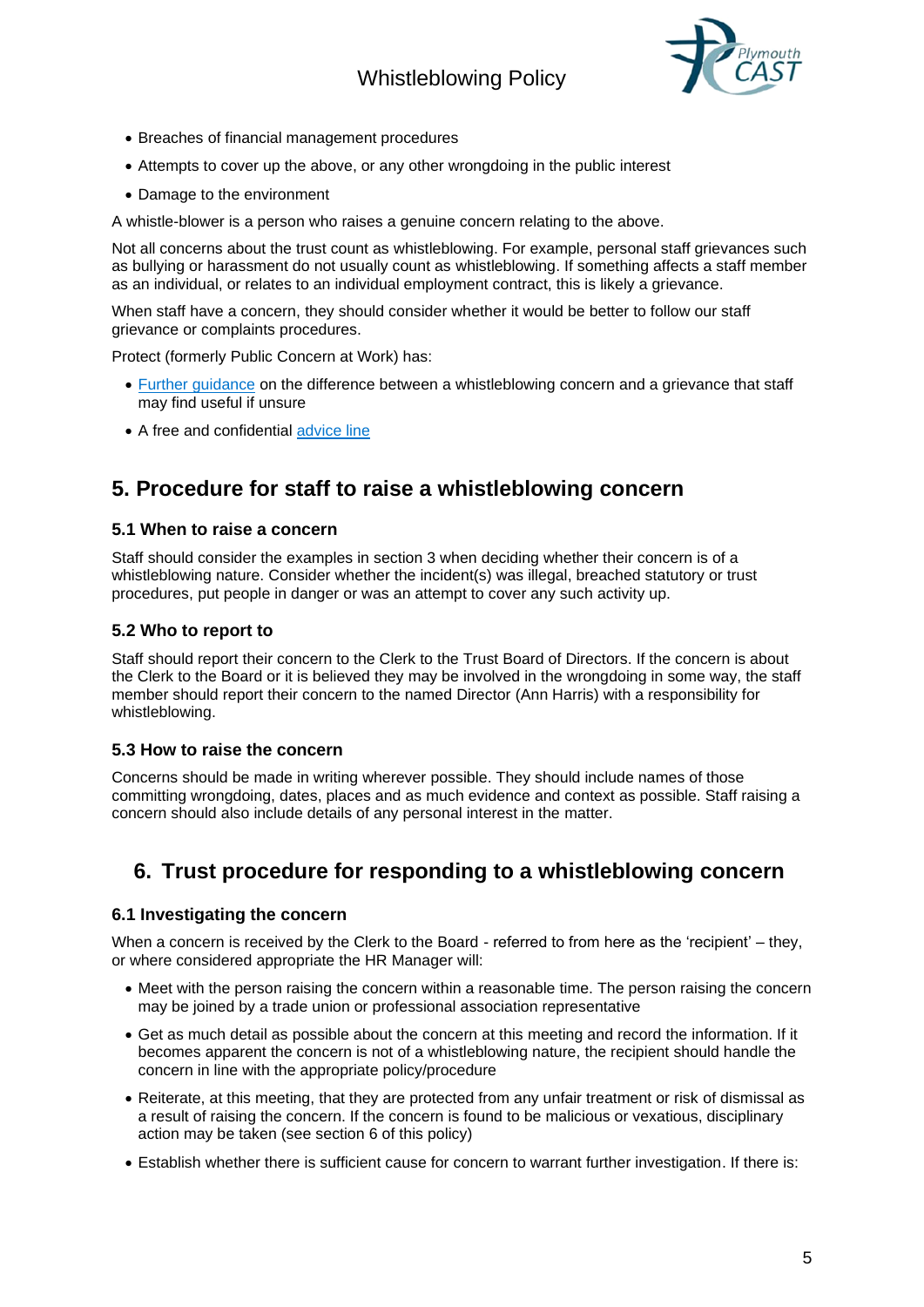- Breaches of financial management procedures
- Attempts to cover up the above, or any other wrongdoing in the public interest
- Damage to the environment

A whistle-blower is a person who raises a genuine concern relating to the above.

Not all concerns about the trust count as whistleblowing. For example, personal staff grievances such as bullying or harassment do not usually count as whistleblowing. If something affects a staff member as an individual, or relates to an individual employment contract, this is likely a grievance.

When staff have a concern, they should consider whether it would be better to follow our staff grievance or complaints procedures.

Protect (formerly Public Concern at Work) has:

- Further guidance on the difference between a whistleblowing concern and a grievance that staff may find useful if unsure
- A free and confidential advice line

## 5. Procedure for staff to raise a whistleblowing concern

### 5.1 When to raise a concern

Staff should consider the examples in section 3 when deciding whether their concern is of a whistleblowing nature. Consider whether the incident(s) was illegal, breached statutory or trust procedures, put people in danger or was an attempt to cover any such activity up.

### 5.2 Who to report to

Staff should report their concern to the Clerk to the Trust Board of Directors. If the concern is about the Clerk to the Board or it is believed they may be involved in the wrongdoing in some way, the staff member should report their concern to the named Director (Ann Harris) with a responsibility for whistleblowing.

### 5.3 How to raise the concern

Concerns should be made in writing wherever possible. They should include names of those committing wrongdoing, dates, places and as much evidence and context as possible. Staff raising a concern should also include details of any personal interest in the matter.

## 6. Trust procedure for responding to a whistleblowing concern

### 6.1 Investigating the concern

When a concern is received by the Clerk to the Board - referred to from here as the 'recipient' – they, or where considered appropriate the HR Manager will:

- Meet with the person raising the concern within a reasonable time. The person raising the concern may be joined by a trade union or professional association representative
- Get as much detail as possible about the concern at this meeting and record the information. If it becomes apparent the concern is not of a whistleblowing nature, the recipient should handle the concern in line with the appropriate policy/procedure
- Reiterate, at this meeting, that they are protected from any unfair treatment or risk of dismissal as a result of raising the concern. If the concern is found to be malicious or vexatious, disciplinary action may be taken (see section 6 of this policy)
- Establish whether there is sufficient cause for concern to warrant further investigation. If there is: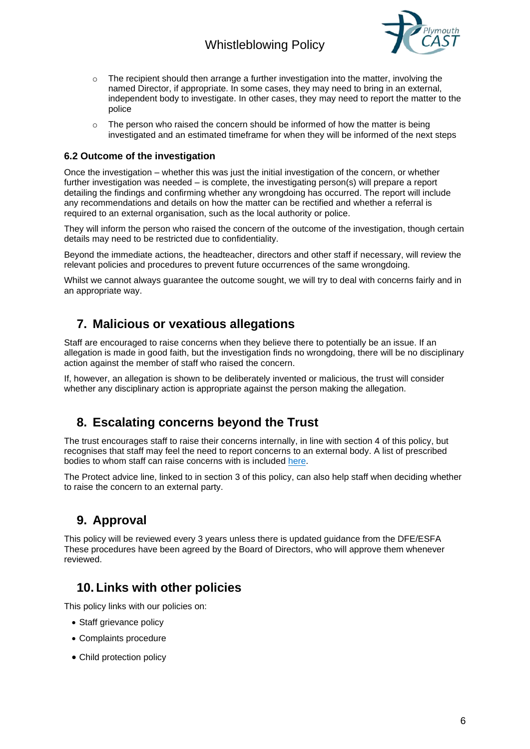- The recipient should then arrange a further investigation into the matter, involving the named Director, if appropriate. In some cases, they may need to bring in an external, independent body to investigate. In other cases, they may need to report the matter to the police
- The person who raised the concern should be informed of how the matter is being investigated and an estimated timeframe for when they will be informed of the next steps

### 6.2 Outcome of the investigation

Once the investigation – whether this was just the initial investigation of the concern, or whether further investigation was needed – is complete, the investigating person(s) will prepare a report detailing the findings and confirming whether any wrongdoing has occurred. The report will include any recommendations and details on how the matter can be rectified and whether a referral is required to an external organisation, such as the local authority or police.

They will inform the person who raised the concern of the outcome of the investigation, though certain details may need to be restricted due to confidentiality.

Beyond the immediate actions, the headteacher, directors and other staff if necessary, will review the relevant policies and procedures to prevent future occurrences of the same wrongdoing.

Whilst we cannot always guarantee the outcome sought, we will try to deal with concerns fairly and in an appropriate way.

## 7. Malicious or vexatious allegations

Staff are encouraged to raise concerns when they believe there to potentially be an issue. If an allegation is made in good faith, but the investigation finds no wrongdoing, there will be no disciplinary action against the member of staff who raised the concern.

If, however, an allegation is shown to be deliberately invented or malicious, the trust will consider whether any disciplinary action is appropriate against the person making the allegation.

## 8. Escalating concerns beyond the Trust

The trust encourages staff to raise their concerns internally, in line with section 4 of this policy, but recognises that staff may feel the need to report concerns to an external body. A list of prescribed bodies to whom staff can raise concerns with is included here.

The Protect advice line, linked to in section 3 of this policy, can also help staff when deciding whether to raise the concern to an external party.

## 9. Approval

This policy will be reviewed every 3 years unless there is updated guidance from the DFE/ESFA These procedures have been agreed by the Board of Directors, who will approve them whenever reviewed.

## 10. Links with other policies

This policy links with our policies on:

- Staff grievance policy
- Complaints procedure
- Child protection policy